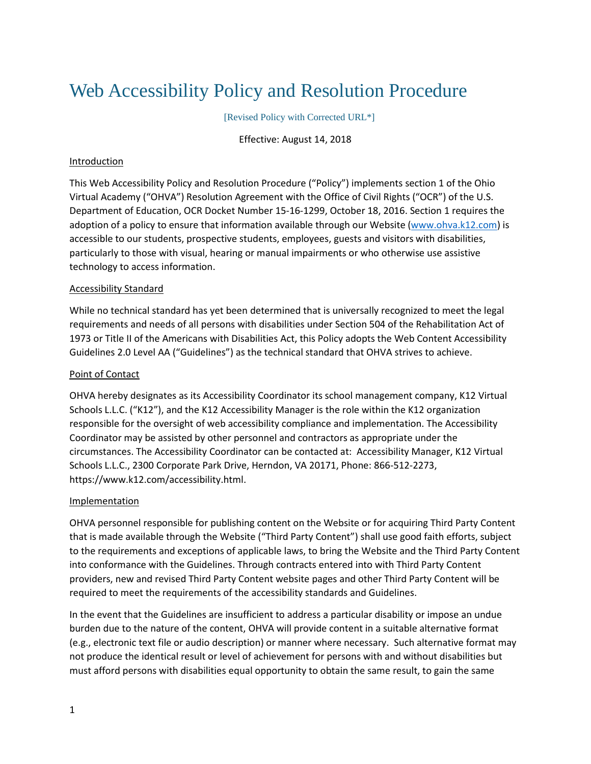# Web Accessibility Policy and Resolution Procedure

[Revised Policy with Corrected URL*]

Effective: August 14, 2018

Introduction

This Web Accessibility Policy and Resolution Procedure ("Policy") implements section 1 of the Ohio Virtual Academy ("OHVA") Resolution Agreement with the Office of Civil Rights ("OCR") of the U.S. Department of Education, OCR Docket Number 15-16-1299, October 18, 2016. Section 1 requires the adoption of a policy to ensure that information available through our Website ([www.ohva.k12.com](www.ohva.k12.com)) is accessible to our students, prospective students, employees, guests and visitors with disabilities, particularly to those with visual, hearing or manual impairments or who otherwise use assistive technology to access information.

Accessibility Standard

While no technical standard has yet been determined that is universally recognized to meet the legal requirements and needs of all persons with disabilities under Section 504 of the Rehabilitation Act of 1973 or Title II of the Americans with Disabilities Act, this Policy adopts the Web Content Accessibility Guidelines 2.0 Level AA ("Guidelines") as the technical standard that OHVA strives to achieve.

Point of Contact

OHVA hereby designates as its Accessibility Coordinator its school management company, K12 Virtual Schools L.L.C. ("K12"), and the K12 Accessibility Manager is the role within the K12 organization responsible for the oversight of web accessibility compliance and implementation. The Accessibility Coordinator may be assisted by other personnel and contractors as appropriate under the circumstances. The Accessibility Coordinator can be contacted at: Accessibility Manager, K12 Virtual Schools L.L.C., 2300 Corporate Park Drive, Herndon, VA 20171, Phone: 866-512-2273, https://www.k12.com/accessibility.html.

Implementation

OHVA personnel responsible for publishing content on the Website or for acquiring Third Party Content that is made available through the Website ("Third Party Content") shall use good faith efforts, subject to the requirements and exceptions of applicable laws, to bring the Website and the Third Party Content into conformance with the Guidelines. Through contracts entered into with Third Party Content providers, new and revised Third Party Content website pages and other Third Party Content will be required to meet the requirements of the accessibility standards and Guidelines.

In the event that the Guidelines are insufficient to address a particular disability or impose an undue burden due to the nature of the content, OHVA will provide content in a suitable alternative format (e.g., electronic text file or audio description) or manner where necessary. Such alternative format may not produce the identical result or level of achievement for persons with and without disabilities but must afford persons with disabilities equal opportunity to obtain the same result, to gain the same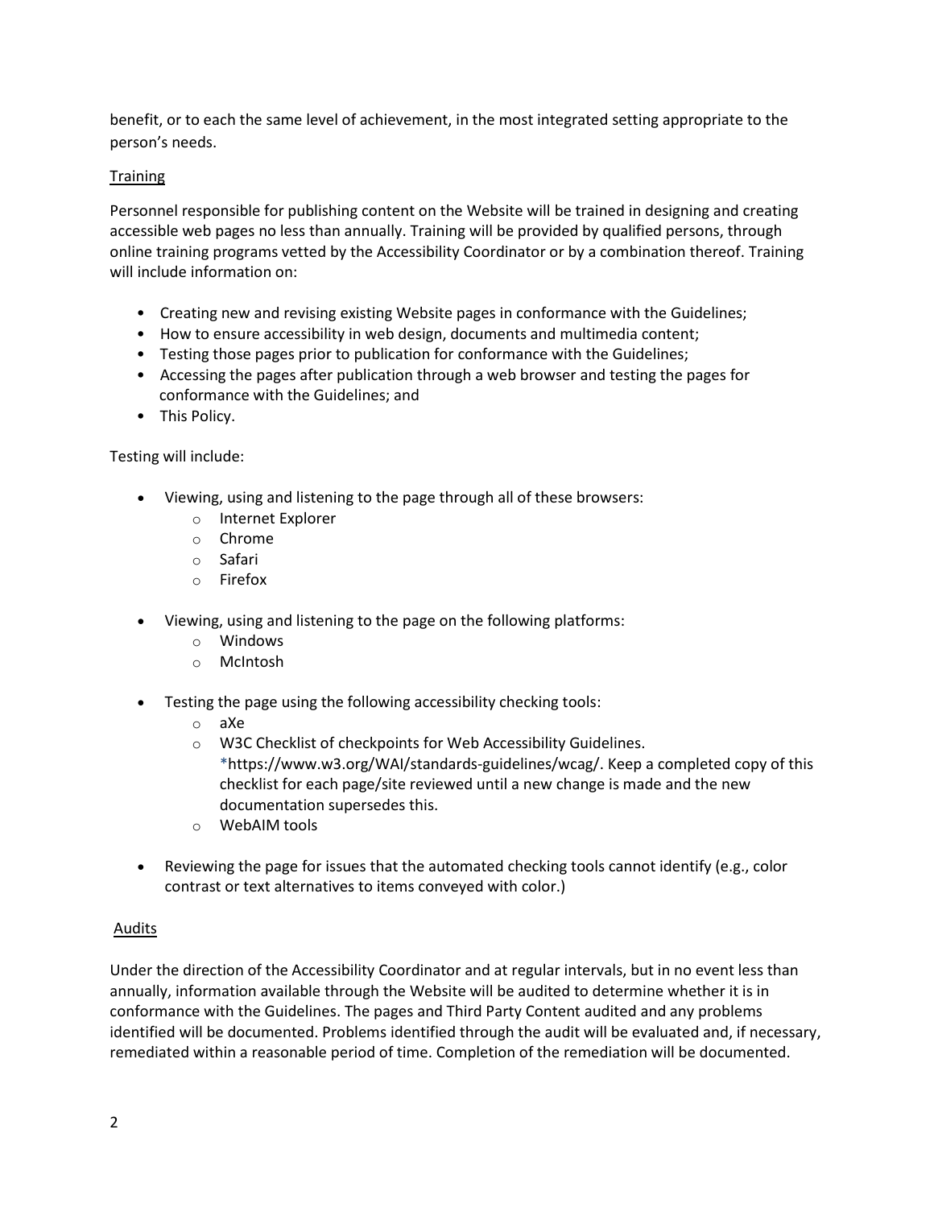benefit, or to each the same level of achievement, in the most integrated setting appropriate to the person's needs.

## Training

Personnel responsible for publishing content on the Website will be trained in designing and creating accessible web pages no less than annually. Training will be provided by qualified persons, through online training programs vetted by the Accessibility Coordinator or by a combination thereof. Training will include information on:

- Creating new and revising existing Website pages in conformance with the Guidelines;
- How to ensure accessibility in web design, documents and multimedia content;
- Testing those pages prior to publication for conformance with the Guidelines;
- Accessing the pages after publication through a web browser and testing the pages for conformance with the Guidelines; and
- This Policy.

Testing will include:

- Viewing, using and listening to the page through all of these browsers:
  - Internet Explorer
  - Chrome
  - Safari
  - Firefox
- Viewing, using and listening to the page on the following platforms:
  - Windows
  - McIntosh
- Testing the page using the following accessibility checking tools:
  - aXe
  - W3C Checklist of checkpoints for Web Accessibility Guidelines. *https://www.w3.org/WAI/standards-guidelines/wcag/. Keep a completed copy of this checklist for each page/site reviewed until a new change is made and the new documentation supersedes this.
  - WebAIM tools
- Reviewing the page for issues that the automated checking tools cannot identify (e.g., color contrast or text alternatives to items conveyed with color.)

## Audits

Under the direction of the Accessibility Coordinator and at regular intervals, but in no event less than annually, information available through the Website will be audited to determine whether it is in conformance with the Guidelines. The pages and Third Party Content audited and any problems identified will be documented. Problems identified through the audit will be evaluated and, if necessary, remediated within a reasonable period of time. Completion of the remediation will be documented.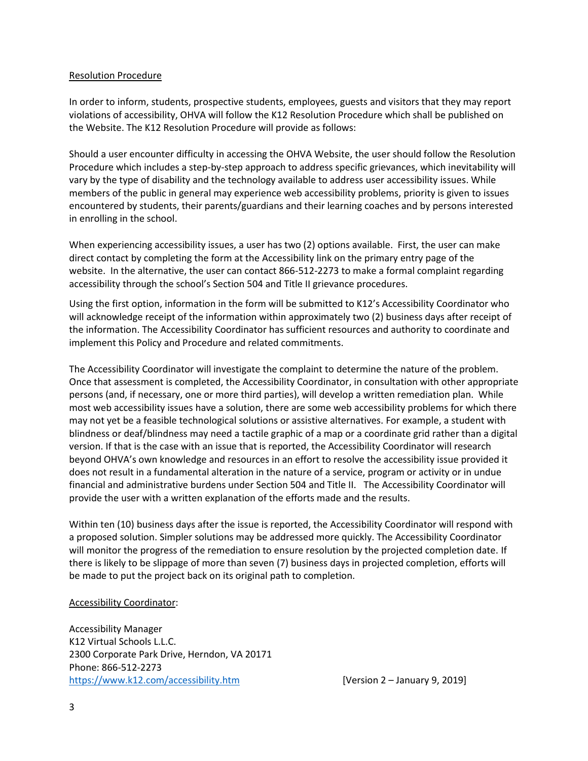Resolution Procedure

In order to inform, students, prospective students, employees, guests and visitors that they may report violations of accessibility, OHVA will follow the K12 Resolution Procedure which shall be published on the Website. The K12 Resolution Procedure will provide as follows:

Should a user encounter difficulty in accessing the OHVA Website, the user should follow the Resolution Procedure which includes a step-by-step approach to address specific grievances, which inevitability will vary by the type of disability and the technology available to address user accessibility issues. While members of the public in general may experience web accessibility problems, priority is given to issues encountered by students, their parents/guardians and their learning coaches and by persons interested in enrolling in the school.

When experiencing accessibility issues, a user has two (2) options available. First, the user can make direct contact by completing the form at the Accessibility link on the primary entry page of the website. In the alternative, the user can contact 866-512-2273 to make a formal complaint regarding accessibility through the school's Section 504 and Title II grievance procedures.

Using the first option, information in the form will be submitted to K12's Accessibility Coordinator who will acknowledge receipt of the information within approximately two (2) business days after receipt of the information. The Accessibility Coordinator has sufficient resources and authority to coordinate and implement this Policy and Procedure and related commitments.

The Accessibility Coordinator will investigate the complaint to determine the nature of the problem. Once that assessment is completed, the Accessibility Coordinator, in consultation with other appropriate persons (and, if necessary, one or more third parties), will develop a written remediation plan. While most web accessibility issues have a solution, there are some web accessibility problems for which there may not yet be a feasible technological solutions or assistive alternatives. For example, a student with blindness or deaf/blindness may need a tactile graphic of a map or a coordinate grid rather than a digital version. If that is the case with an issue that is reported, the Accessibility Coordinator will research beyond OHVA's own knowledge and resources in an effort to resolve the accessibility issue provided it does not result in a fundamental alteration in the nature of a service, program or activity or in undue financial and administrative burdens under Section 504 and Title II. The Accessibility Coordinator will provide the user with a written explanation of the efforts made and the results.

Within ten (10) business days after the issue is reported, the Accessibility Coordinator will respond with a proposed solution. Simpler solutions may be addressed more quickly. The Accessibility Coordinator will monitor the progress of the remediation to ensure resolution by the projected completion date. If there is likely to be slippage of more than seven (7) business days in projected completion, efforts will be made to put the project back on its original path to completion.

Accessibility Coordinator:

Accessibility Manager
K12 Virtual Schools L.L.C.
2300 Corporate Park Drive, Herndon, VA 20171
Phone: 866-512-2273
https://www.k12.com/accessibility.htm

[Version 2 – January 9, 2019]